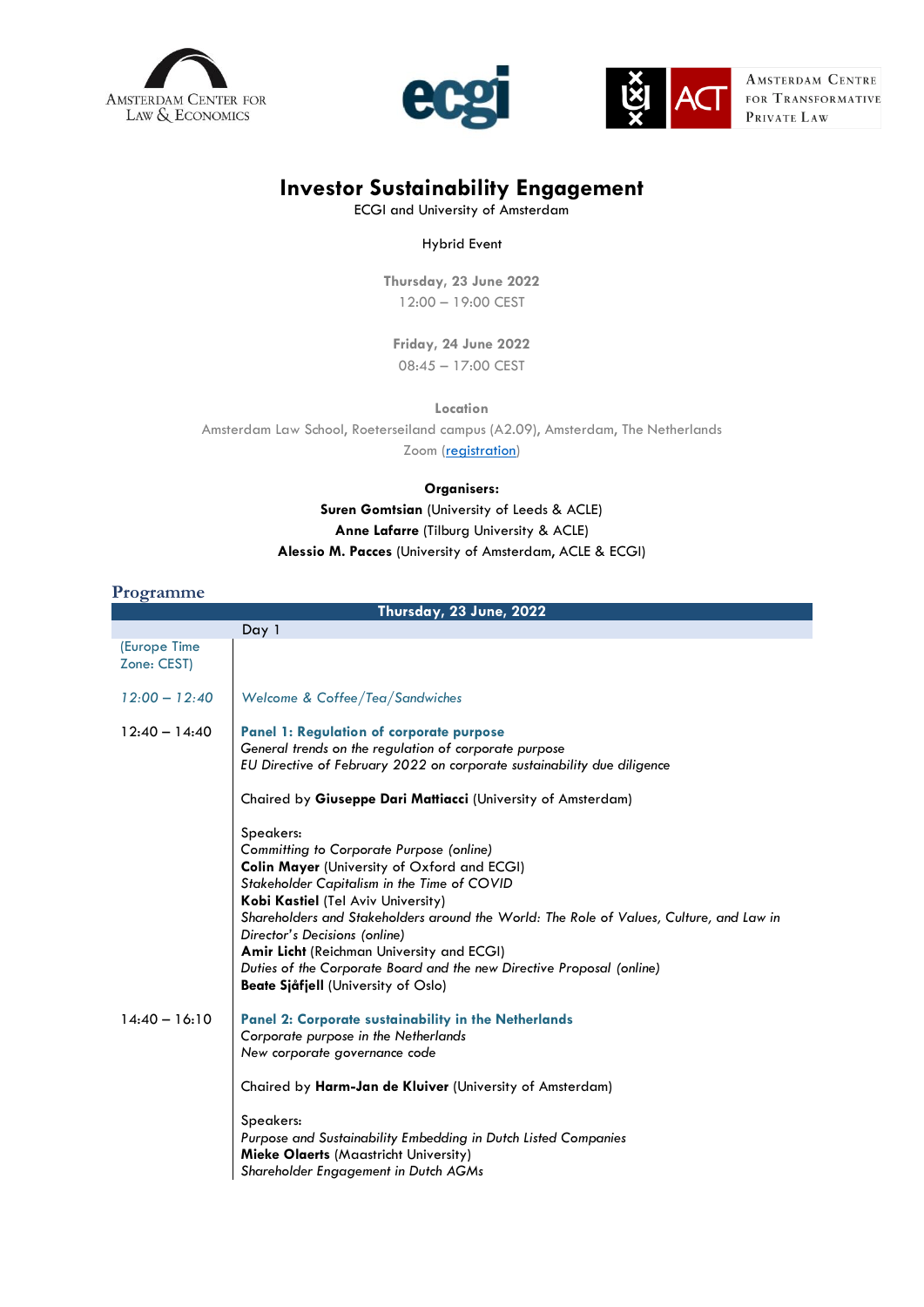Amsterdam Center for Law & Economics

ecgi

ACT Amsterdam Centre for Transformative Private Law

# Investor Sustainability Engagement

ECGI and University of Amsterdam

Hybrid Event

**Thursday, 23 June 2022**
12:00 – 19:00 CEST

**Friday, 24 June 2022**
08:45 – 17:00 CEST

**Location**
Amsterdam Law School, Roeterseiland campus (A2.09), Amsterdam, The Netherlands
Zoom (registration)

**Organisers:**
**Suren Gomtsian** (University of Leeds & ACLE)
**Anne Lafarre** (Tilburg University & ACLE)
**Alessio M. Pacces** (University of Amsterdam, ACLE & ECGI)

## Programme

| Thursday, 23 June, 2022 | |
|---|---|
| | Day 1 |
| (Europe Time Zone: CEST) | |
| *12:00 – 12:40* | *Welcome & Coffee/Tea/Sandwiches* |
| 12:40 – 14:40 | **Panel 1: Regulation of corporate purpose**<br>*General trends on the regulation of corporate purpose*<br>*EU Directive of February 2022 on corporate sustainability due diligence*<br><br>Chaired by **Giuseppe Dari Mattiacci** (University of Amsterdam)<br><br>Speakers:<br>*Committing to Corporate Purpose (online)*<br>**Colin Mayer** (University of Oxford and ECGI)<br>*Stakeholder Capitalism in the Time of COVID*<br>**Kobi Kastiel** (Tel Aviv University)<br>*Shareholders and Stakeholders around the World: The Role of Values, Culture, and Law in Director's Decisions (online)*<br>**Amir Licht** (Reichman University and ECGI)<br>*Duties of the Corporate Board and the new Directive Proposal (online)*<br>**Beate Sjåfjell** (University of Oslo) |
| 14:40 – 16:10 | **Panel 2: Corporate sustainability in the Netherlands**<br>*Corporate purpose in the Netherlands*<br>*New corporate governance code*<br><br>Chaired by **Harm-Jan de Kluiver** (University of Amsterdam)<br><br>Speakers:<br>*Purpose and Sustainability Embedding in Dutch Listed Companies*<br>**Mieke Olaerts** (Maastricht University)<br>*Shareholder Engagement in Dutch AGMs* |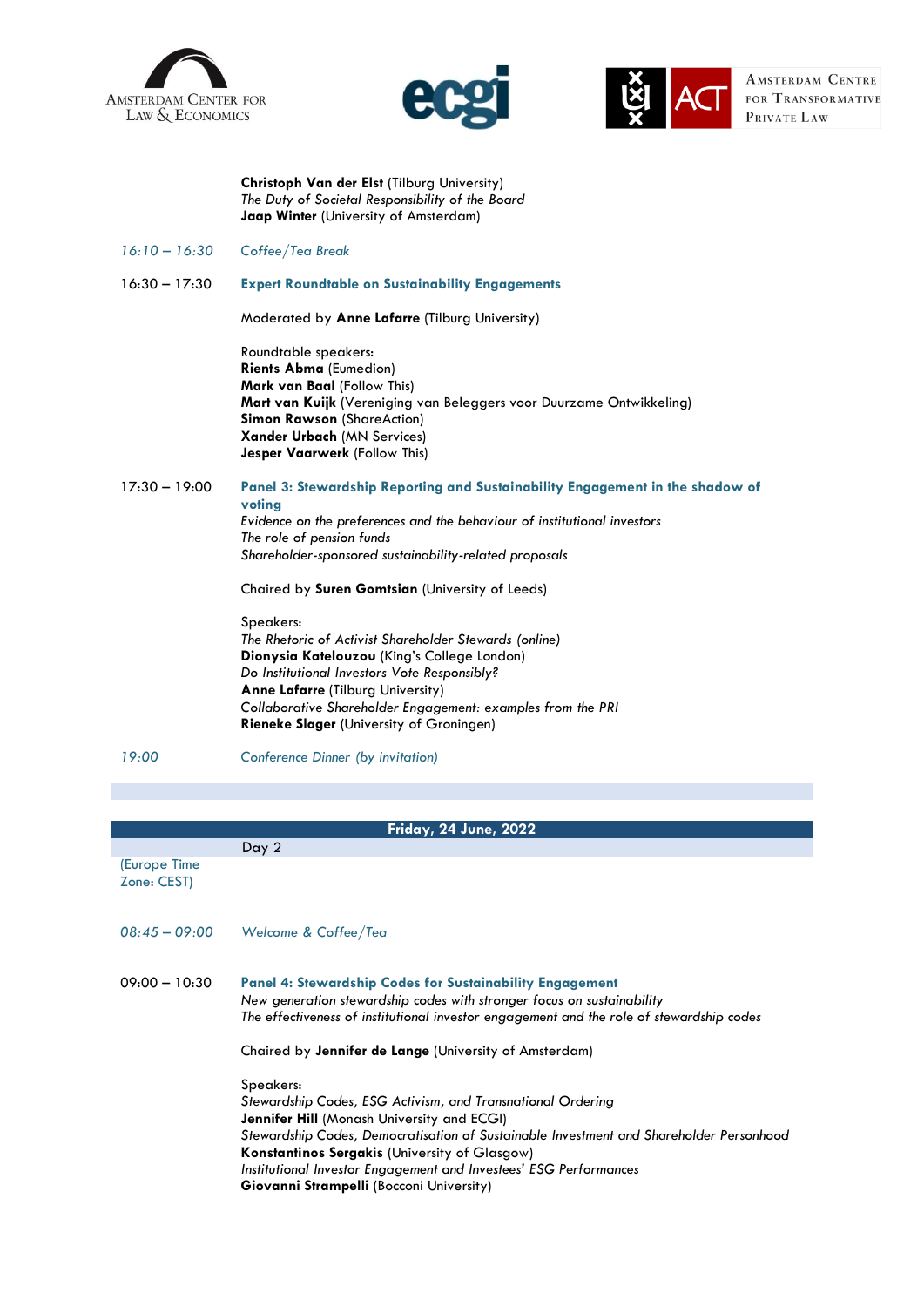| | |
|---|---|
| | **Christoph Van der Elst** (Tilburg University)<br>*The Duty of Societal Responsibility of the Board*<br>**Jaap Winter** (University of Amsterdam) |
| *16:10 – 16:30* | *Coffee/Tea Break* |
| 16:30 – 17:30 | **Expert Roundtable on Sustainability Engagements**<br><br>Moderated by **Anne Lafarre** (Tilburg University)<br><br>Roundtable speakers:<br>**Rients Abma** (Eumedion)<br>**Mark van Baal** (Follow This)<br>**Mart van Kuijk** (Vereniging van Beleggers voor Duurzame Ontwikkeling)<br>**Simon Rawson** (ShareAction)<br>**Xander Urbach** (MN Services)<br>**Jesper Vaarwerk** (Follow This) |
| 17:30 – 19:00 | **Panel 3: Stewardship Reporting and Sustainability Engagement in the shadow of voting**<br>*Evidence on the preferences and the behaviour of institutional investors*<br>*The role of pension funds*<br>*Shareholder-sponsored sustainability-related proposals*<br><br>Chaired by **Suren Gomtsian** (University of Leeds)<br><br>Speakers:<br>*The Rhetoric of Activist Shareholder Stewards (online)*<br>**Dionysia Katelouzou** (King's College London)<br>*Do Institutional Investors Vote Responsibly?*<br>**Anne Lafarre** (Tilburg University)<br>*Collaborative Shareholder Engagement: examples from the PRI*<br>**Rieneke Slager** (University of Groningen) |
| *19:00* | *Conference Dinner (by invitation)* |

## Friday, 24 June, 2022

| | |
|---|---|
| | Day 2 |
| (Europe Time Zone: CEST) | |
| *08:45 – 09:00* | *Welcome & Coffee/Tea* |
| 09:00 – 10:30 | **Panel 4: Stewardship Codes for Sustainability Engagement**<br>*New generation stewardship codes with stronger focus on sustainability*<br>*The effectiveness of institutional investor engagement and the role of stewardship codes*<br><br>Chaired by **Jennifer de Lange** (University of Amsterdam)<br><br>Speakers:<br>*Stewardship Codes, ESG Activism, and Transnational Ordering*<br>**Jennifer Hill** (Monash University and ECGI)<br>*Stewardship Codes, Democratisation of Sustainable Investment and Shareholder Personhood*<br>**Konstantinos Sergakis** (University of Glasgow)<br>*Institutional Investor Engagement and Investees' ESG Performances*<br>**Giovanni Strampelli** (Bocconi University) |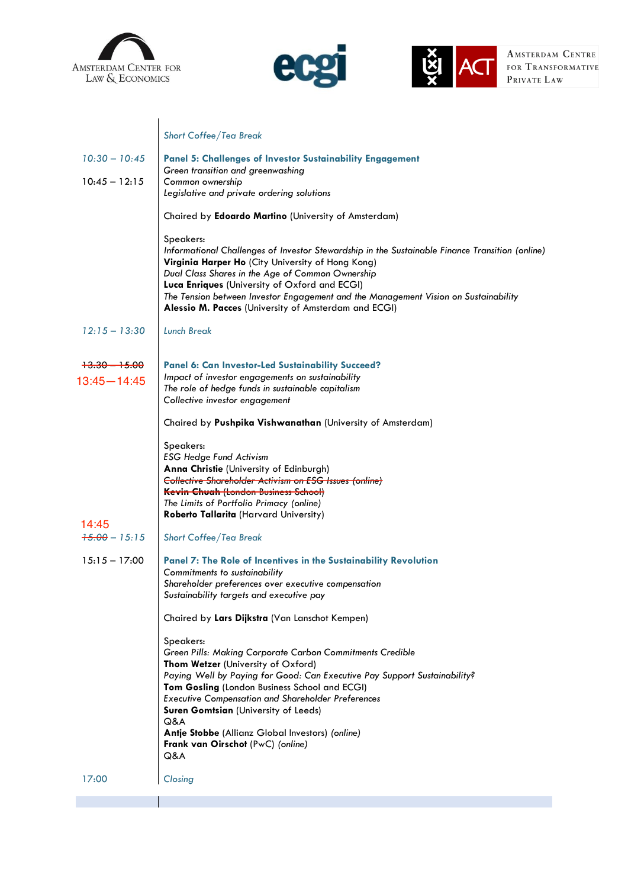Amsterdam Center for Law & Economics

ecgi

ACT — Amsterdam Centre for Transformative Private Law

| | |
|---|---|
| | *Short Coffee/Tea Break* |
| *10:30 – 10:45* | **Panel 5: Challenges of Investor Sustainability Engagement** |
| 10:45 – 12:15 | *Green transition and greenwashing*<br>*Common ownership*<br>*Legislative and private ordering solutions*<br><br>Chaired by **Edoardo Martino** (University of Amsterdam)<br><br>Speakers:<br>*Informational Challenges of Investor Stewardship in the Sustainable Finance Transition (online)*<br>**Virginia Harper Ho** (City University of Hong Kong)<br>*Dual Class Shares in the Age of Common Ownership*<br>**Luca Enriques** (University of Oxford and ECGI)<br>*The Tension between Investor Engagement and the Management Vision on Sustainability*<br>**Alessio M. Pacces** (University of Amsterdam and ECGI) |
| *12:15 – 13:30* | *Lunch Break* |
| ~~13:30 – 15:00~~<br>13:45—14:45 | **Panel 6: Can Investor-Led Sustainability Succeed?**<br>*Impact of investor engagements on sustainability*<br>*The role of hedge funds in sustainable capitalism*<br>*Collective investor engagement*<br><br>Chaired by **Pushpika Vishwanathan** (University of Amsterdam)<br><br>Speakers:<br>*ESG Hedge Fund Activism*<br>**Anna Christie** (University of Edinburgh)<br>~~*Collective Shareholder Activism on ESG Issues (online)*~~<br>~~**Kevin Chuah** (London Business School)~~<br>*The Limits of Portfolio Primacy (online)*<br>**Roberto Tallarita** (Harvard University) |
| 14:45<br>~~*15:00*~~ *– 15:15* | *Short Coffee/Tea Break* |
| 15:15 – 17:00 | **Panel 7: The Role of Incentives in the Sustainability Revolution**<br>*Commitments to sustainability*<br>*Shareholder preferences over executive compensation*<br>*Sustainability targets and executive pay*<br><br>Chaired by **Lars Dijkstra** (Van Lanschot Kempen)<br><br>Speakers:<br>*Green Pills: Making Corporate Carbon Commitments Credible*<br>**Thom Wetzer** (University of Oxford)<br>*Paying Well by Paying for Good: Can Executive Pay Support Sustainability?*<br>**Tom Gosling** (London Business School and ECGI)<br>*Executive Compensation and Shareholder Preferences*<br>**Suren Gomtsian** (University of Leeds)<br>Q&A<br>**Antje Stobbe** (Allianz Global Investors) *(online)*<br>**Frank van Oirschot** (PwC) *(online)*<br>Q&A |
| 17:00 | *Closing* |